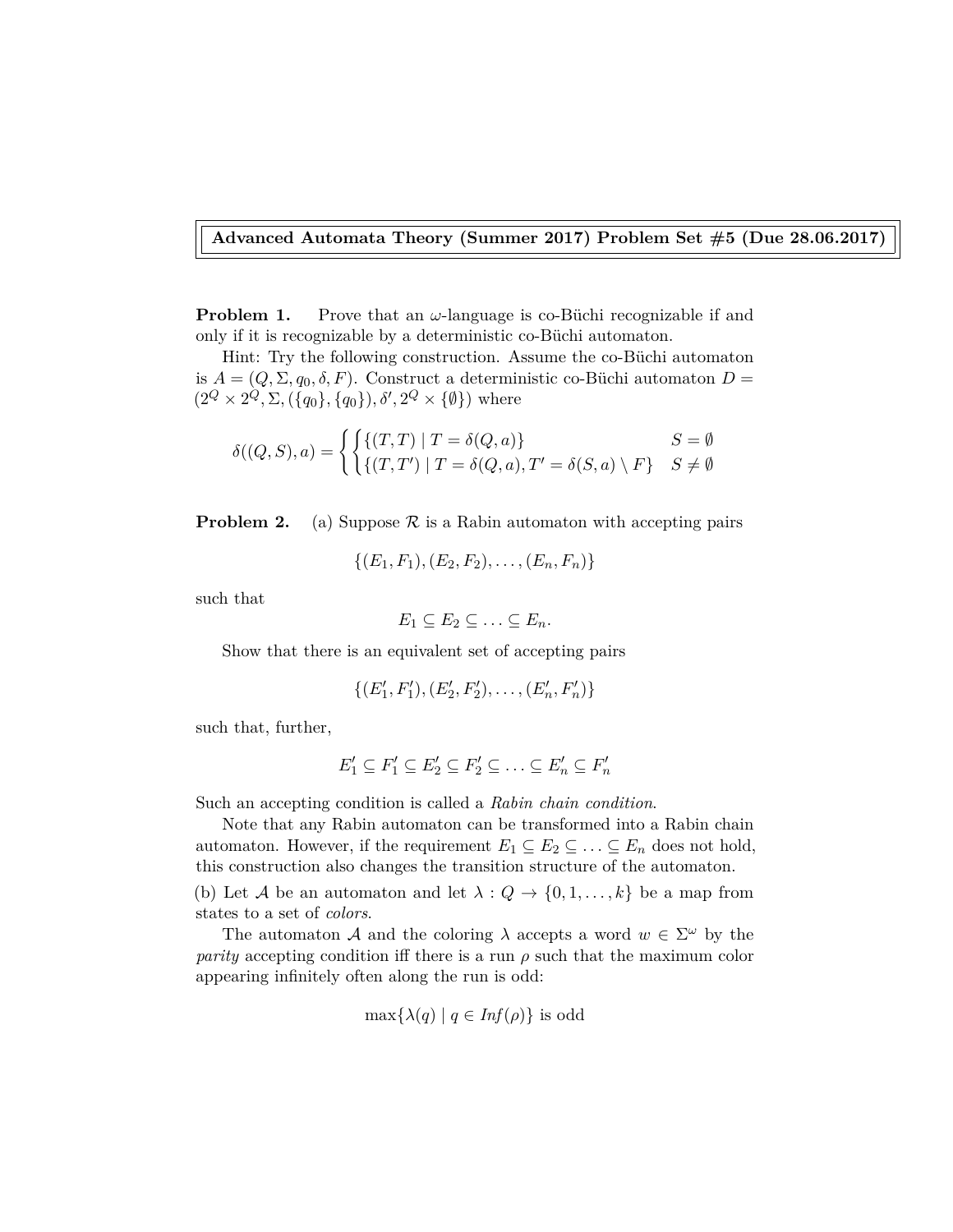**Advanced Automata Theory (Summer 2017) Problem Set #5 (Due 28.06.2017)**

**Problem 1.** Prove that an $\omega$-language is co-Büchi recognizable if and only if it is recognizable by a deterministic co-Büchi automaton.

Hint: Try the following construction. Assume the co-Büchi automaton is $A = (Q, \Sigma, q_0, \delta, F)$. Construct a deterministic co-Büchi automaton $D = (2^Q \times 2^Q, \Sigma, (\{q_0\}, \{q_0\}), \delta', 2^Q \times \{\emptyset\})$ where

$$\delta((Q, S), a) = \begin{cases} \{(T, T) \mid T = \delta(Q, a)\} & S = \emptyset \\ \{(T, T') \mid T = \delta(Q, a), T' = \delta(S, a) \setminus F\} & S \neq \emptyset \end{cases}$$

**Problem 2.** (a) Suppose $\mathcal{R}$ is a Rabin automaton with accepting pairs

$$\{(E_1, F_1), (E_2, F_2), \ldots, (E_n, F_n)\}$$

such that

$$E_1 \subseteq E_2 \subseteq \ldots \subseteq E_n.$$

Show that there is an equivalent set of accepting pairs

$$\{(E'_1, F'_1), (E'_2, F'_2), \ldots, (E'_n, F'_n)\}$$

such that, further,

$$E'_1 \subseteq F'_1 \subseteq E'_2 \subseteq F'_2 \subseteq \ldots \subseteq E'_n \subseteq F'_n$$

Such an accepting condition is called a *Rabin chain condition*.

Note that any Rabin automaton can be transformed into a Rabin chain automaton. However, if the requirement $E_1 \subseteq E_2 \subseteq \ldots \subseteq E_n$ does not hold, this construction also changes the transition structure of the automaton.

(b) Let $\mathcal{A}$ be an automaton and let $\lambda : Q \to \{0, 1, \ldots, k\}$ be a map from states to a set of *colors*.

The automaton $\mathcal{A}$ and the coloring $\lambda$ accepts a word $w \in \Sigma^\omega$ by the *parity* accepting condition iff there is a run $\rho$ such that the maximum color appearing infinitely often along the run is odd:

$$\max\{\lambda(q) \mid q \in \mathit{Inf}(\rho)\} \text{ is odd}$$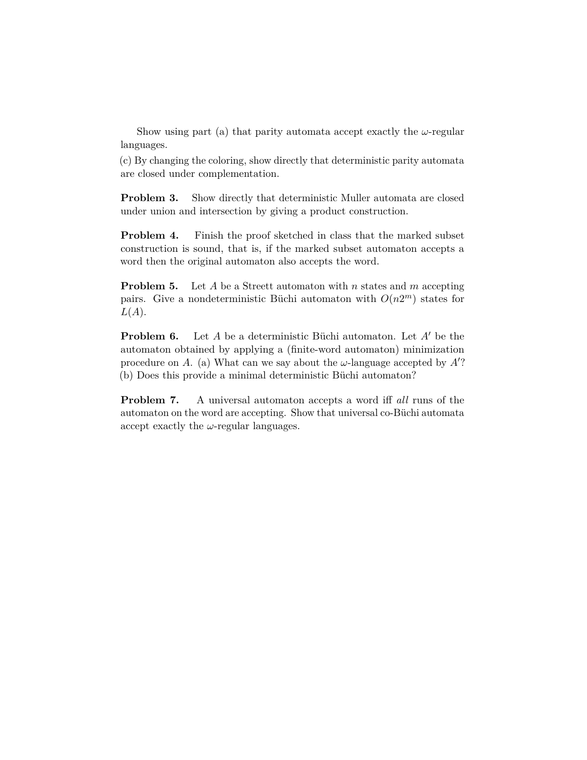Show using part (a) that parity automata accept exactly the $\omega$-regular languages.

(c) By changing the coloring, show directly that deterministic parity automata are closed under complementation.

**Problem 3.** Show directly that deterministic Muller automata are closed under union and intersection by giving a product construction.

**Problem 4.** Finish the proof sketched in class that the marked subset construction is sound, that is, if the marked subset automaton accepts a word then the original automaton also accepts the word.

**Problem 5.** Let $A$ be a Streett automaton with $n$ states and $m$ accepting pairs. Give a nondeterministic Büchi automaton with $O(n2^m)$ states for $L(A)$.

**Problem 6.** Let $A$ be a deterministic Büchi automaton. Let $A'$ be the automaton obtained by applying a (finite-word automaton) minimization procedure on $A$. (a) What can we say about the $\omega$-language accepted by $A'$? (b) Does this provide a minimal deterministic Büchi automaton?

**Problem 7.** A universal automaton accepts a word iff *all* runs of the automaton on the word are accepting. Show that universal co-Büchi automata accept exactly the $\omega$-regular languages.